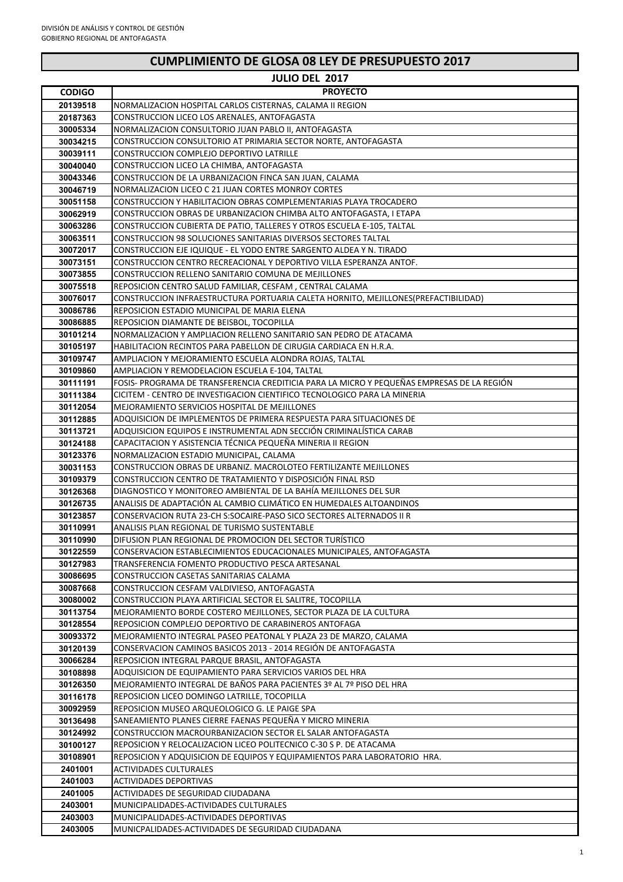DIVISIÓN DE ANÁLISIS Y CONTROL DE GESTIÓN
GOBIERNO REGIONAL DE ANTOFAGASTA

# CUMPLIMIENTO DE GLOSA 08 LEY DE PRESUPUESTO 2017

## JULIO DEL 2017

| CODIGO | PROYECTO |
|---|---|
| 20139518 | NORMALIZACION HOSPITAL CARLOS CISTERNAS, CALAMA II REGION |
| 20187363 | CONSTRUCCION LICEO LOS ARENALES, ANTOFAGASTA |
| 30005334 | NORMALIZACION CONSULTORIO JUAN PABLO II, ANTOFAGASTA |
| 30034215 | CONSTRUCCION CONSULTORIO AT PRIMARIA SECTOR NORTE, ANTOFAGASTA |
| 30039111 | CONSTRUCCION COMPLEJO DEPORTIVO LATRILLE |
| 30040040 | CONSTRUCCION LICEO LA CHIMBA, ANTOFAGASTA |
| 30043346 | CONSTRUCCION DE LA URBANIZACION FINCA SAN JUAN, CALAMA |
| 30046719 | NORMALIZACION LICEO C 21 JUAN CORTES MONROY CORTES |
| 30051158 | CONSTRUCCION Y HABILITACION OBRAS COMPLEMENTARIAS PLAYA TROCADERO |
| 30062919 | CONSTRUCCION OBRAS DE URBANIZACION CHIMBA ALTO ANTOFAGASTA, I ETAPA |
| 30063286 | CONSTRUCCION CUBIERTA DE PATIO, TALLERES Y OTROS ESCUELA E-105, TALTAL |
| 30063511 | CONSTRUCCION 98 SOLUCIONES SANITARIAS DIVERSOS SECTORES TALTAL |
| 30072017 | CONSTRUCCION EJE IQUIQUE - EL YODO ENTRE SARGENTO ALDEA Y N. TIRADO |
| 30073151 | CONSTRUCCION CENTRO RECREACIONAL Y DEPORTIVO VILLA ESPERANZA ANTOF. |
| 30073855 | CONSTRUCCION RELLENO SANITARIO COMUNA DE MEJILLONES |
| 30075518 | REPOSICION CENTRO SALUD FAMILIAR, CESFAM , CENTRAL CALAMA |
| 30076017 | CONSTRUCCION INFRAESTRUCTURA PORTUARIA CALETA HORNITO, MEJILLONES(PREFACTIBILIDAD) |
| 30086786 | REPOSICION ESTADIO MUNICIPAL DE MARIA ELENA |
| 30086885 | REPOSICION DIAMANTE DE BEISBOL, TOCOPILLA |
| 30101214 | NORMALIZACION Y AMPLIACION RELLENO SANITARIO SAN PEDRO DE ATACAMA |
| 30105197 | HABILITACION RECINTOS PARA PABELLON DE CIRUGIA CARDIACA EN H.R.A. |
| 30109747 | AMPLIACION Y MEJORAMIENTO ESCUELA ALONDRA ROJAS, TALTAL |
| 30109860 | AMPLIACION Y REMODELACION ESCUELA E-104, TALTAL |
| 30111191 | FOSIS- PROGRAMA DE TRANSFERENCIA CREDITICIA PARA LA MICRO Y PEQUEÑAS EMPRESAS DE LA REGIÓN |
| 30111384 | CICITEM - CENTRO DE INVESTIGACION CIENTIFICO TECNOLOGICO PARA LA MINERIA |
| 30112054 | MEJORAMIENTO SERVICIOS HOSPITAL DE MEJILLONES |
| 30112885 | ADQUISICION DE IMPLEMENTOS DE PRIMERA RESPUESTA PARA SITUACIONES DE |
| 30113721 | ADQUISICION EQUIPOS E INSTRUMENTAL ADN SECCIÓN CRIMINALÍSTICA CARAB |
| 30124188 | CAPACITACION Y ASISTENCIA TÉCNICA PEQUEÑA MINERIA II REGION |
| 30123376 | NORMALIZACION ESTADIO MUNICIPAL, CALAMA |
| 30031153 | CONSTRUCCION OBRAS DE URBANIZ. MACROLOTEO FERTILIZANTE MEJILLONES |
| 30109379 | CONSTRUCCION CENTRO DE TRATAMIENTO Y DISPOSICIÓN FINAL RSD |
| 30126368 | DIAGNOSTICO Y MONITOREO AMBIENTAL DE LA BAHÍA MEJILLONES DEL SUR |
| 30126735 | ANALISIS DE ADAPTACIÓN AL CAMBIO CLIMÁTICO EN HUMEDALES ALTOANDINOS |
| 30123857 | CONSERVACION RUTA 23-CH S:SOCAIRE-PASO SICO SECTORES ALTERNADOS II R |
| 30110991 | ANALISIS PLAN REGIONAL DE TURISMO SUSTENTABLE |
| 30110990 | DIFUSION PLAN REGIONAL DE PROMOCION DEL SECTOR TURÍSTICO |
| 30122559 | CONSERVACION ESTABLECIMIENTOS EDUCACIONALES MUNICIPALES, ANTOFAGASTA |
| 30127983 | TRANSFERENCIA FOMENTO PRODUCTIVO PESCA ARTESANAL |
| 30086695 | CONSTRUCCION CASETAS SANITARIAS CALAMA |
| 30087668 | CONSTRUCCION CESFAM VALDIVIESO, ANTOFAGASTA |
| 30080002 | CONSTRUCCION PLAYA ARTIFICIAL SECTOR EL SALITRE, TOCOPILLA |
| 30113754 | MEJORAMIENTO BORDE COSTERO MEJILLONES, SECTOR PLAZA DE LA CULTURA |
| 30128554 | REPOSICION COMPLEJO DEPORTIVO DE CARABINEROS ANTOFAGA |
| 30093372 | MEJORAMIENTO INTEGRAL PASEO PEATONAL Y PLAZA 23 DE MARZO, CALAMA |
| 30120139 | CONSERVACION CAMINOS BASICOS 2013 - 2014 REGIÓN DE ANTOFAGASTA |
| 30066284 | REPOSICION INTEGRAL PARQUE BRASIL, ANTOFAGASTA |
| 30108898 | ADQUISICION DE EQUIPAMIENTO PARA SERVICIOS VARIOS DEL HRA |
| 30126350 | MEJORAMIENTO INTEGRAL DE BAÑOS PARA PACIENTES 3º AL 7º PISO DEL HRA |
| 30116178 | REPOSICION LICEO DOMINGO LATRILLE, TOCOPILLA |
| 30092959 | REPOSICION MUSEO ARQUEOLOGICO G. LE PAIGE SPA |
| 30136498 | SANEAMIENTO PLANES CIERRE FAENAS PEQUEÑA Y MICRO MINERIA |
| 30124992 | CONSTRUCCION MACROURBANIZACION SECTOR EL SALAR ANTOFAGASTA |
| 30100127 | REPOSICION Y RELOCALIZACION LICEO POLITECNICO C-30 S P. DE ATACAMA |
| 30108901 | REPOSICION Y ADQUISICION DE EQUIPOS Y EQUIPAMIENTOS PARA LABORATORIO HRA. |
| 2401001 | ACTIVIDADES CULTURALES |
| 2401003 | ACTIVIDADES DEPORTIVAS |
| 2401005 | ACTIVIDADES DE SEGURIDAD CIUDADANA |
| 2403001 | MUNICIPALIDADES-ACTIVIDADES CULTURALES |
| 2403003 | MUNICIPALIDADES-ACTIVIDADES DEPORTIVAS |
| 2403005 | MUNICPALIDADES-ACTIVIDADES DE SEGURIDAD CIUDADANA |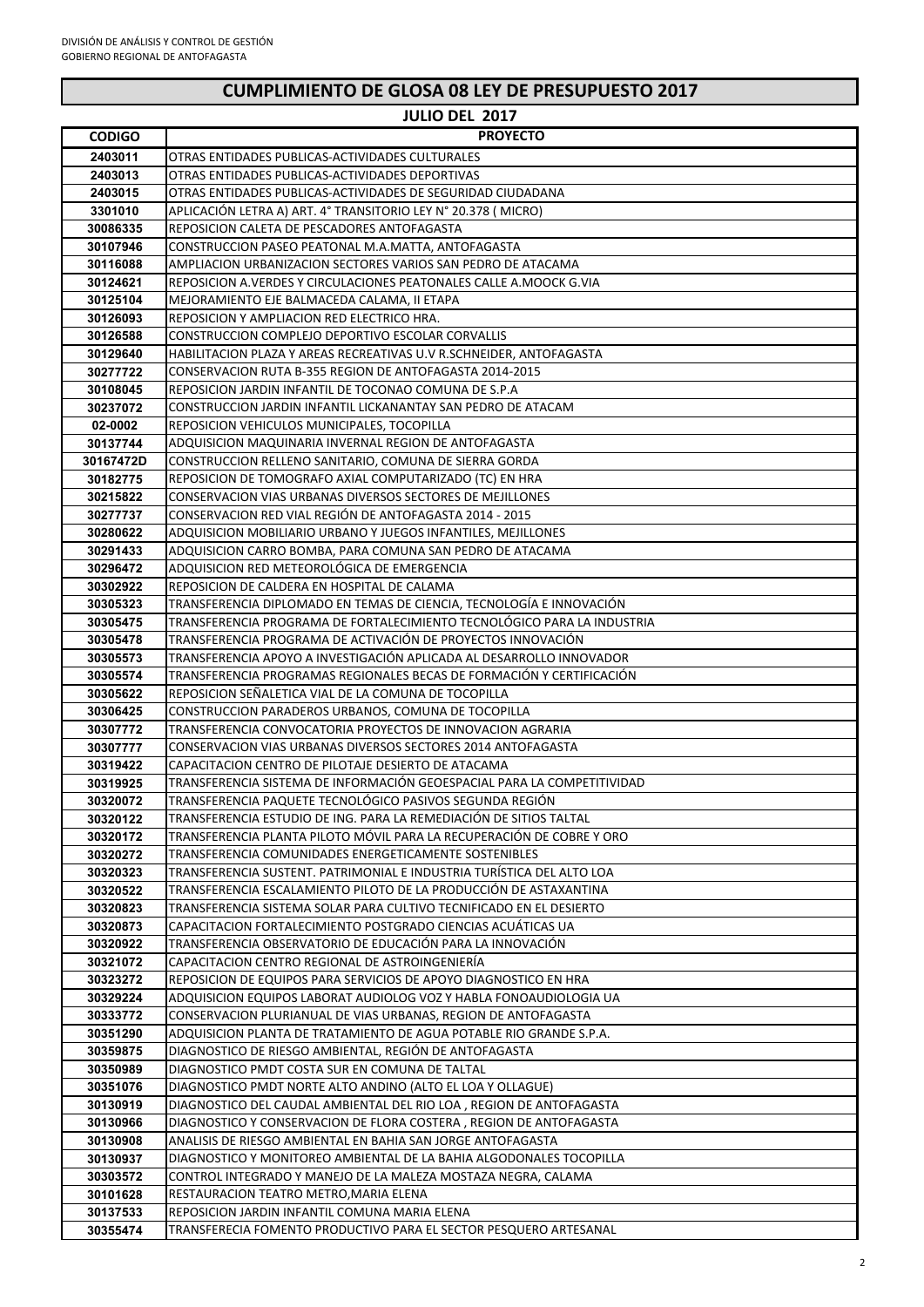DIVISIÓN DE ANÁLISIS Y CONTROL DE GESTIÓN
GOBIERNO REGIONAL DE ANTOFAGASTA

# CUMPLIMIENTO DE GLOSA 08 LEY DE PRESUPUESTO 2017

## JULIO DEL 2017

| CODIGO | PROYECTO |
|---|---|
| 2403011 | OTRAS ENTIDADES PUBLICAS-ACTIVIDADES CULTURALES |
| 2403013 | OTRAS ENTIDADES PUBLICAS-ACTIVIDADES DEPORTIVAS |
| 2403015 | OTRAS ENTIDADES PUBLICAS-ACTIVIDADES DE SEGURIDAD CIUDADANA |
| 3301010 | APLICACIÓN LETRA A) ART. 4° TRANSITORIO LEY N° 20.378 ( MICRO) |
| 30086335 | REPOSICION CALETA DE PESCADORES ANTOFAGASTA |
| 30107946 | CONSTRUCCION PASEO PEATONAL M.A.MATTA, ANTOFAGASTA |
| 30116088 | AMPLIACION URBANIZACION SECTORES VARIOS SAN PEDRO DE ATACAMA |
| 30124621 | REPOSICION A.VERDES Y CIRCULACIONES PEATONALES CALLE A.MOOCK G.VIA |
| 30125104 | MEJORAMIENTO EJE BALMACEDA CALAMA, II ETAPA |
| 30126093 | REPOSICION Y AMPLIACION RED ELECTRICO HRA. |
| 30126588 | CONSTRUCCION COMPLEJO DEPORTIVO ESCOLAR CORVALLIS |
| 30129640 | HABILITACION PLAZA Y AREAS RECREATIVAS U.V R.SCHNEIDER, ANTOFAGASTA |
| 30277722 | CONSERVACION RUTA B-355 REGION DE ANTOFAGASTA 2014-2015 |
| 30108045 | REPOSICION JARDIN INFANTIL DE TOCONAO COMUNA DE S.P.A |
| 30237072 | CONSTRUCCION JARDIN INFANTIL LICKANANTAY SAN PEDRO DE ATACAM |
| 02-0002 | REPOSICION VEHICULOS MUNICIPALES, TOCOPILLA |
| 30137744 | ADQUISICION MAQUINARIA INVERNAL REGION DE ANTOFAGASTA |
| 30167472D | CONSTRUCCION RELLENO SANITARIO, COMUNA DE SIERRA GORDA |
| 30182775 | REPOSICION DE TOMOGRAFO AXIAL COMPUTARIZADO (TC) EN HRA |
| 30215822 | CONSERVACION VIAS URBANAS DIVERSOS SECTORES DE MEJILLONES |
| 30277737 | CONSERVACION RED VIAL REGIÓN DE ANTOFAGASTA 2014 - 2015 |
| 30280622 | ADQUISICION MOBILIARIO URBANO Y JUEGOS INFANTILES, MEJILLONES |
| 30291433 | ADQUISICION CARRO BOMBA, PARA COMUNA SAN PEDRO DE ATACAMA |
| 30296472 | ADQUISICION RED METEOROLÓGICA DE EMERGENCIA |
| 30302922 | REPOSICION DE CALDERA EN HOSPITAL DE CALAMA |
| 30305323 | TRANSFERENCIA DIPLOMADO EN TEMAS DE CIENCIA, TECNOLOGÍA E INNOVACIÓN |
| 30305475 | TRANSFERENCIA PROGRAMA DE FORTALECIMIENTO TECNOLÓGICO PARA LA INDUSTRIA |
| 30305478 | TRANSFERENCIA PROGRAMA DE ACTIVACIÓN DE PROYECTOS INNOVACIÓN |
| 30305573 | TRANSFERENCIA APOYO A INVESTIGACIÓN APLICADA AL DESARROLLO INNOVADOR |
| 30305574 | TRANSFERENCIA PROGRAMAS REGIONALES BECAS DE FORMACIÓN Y CERTIFICACIÓN |
| 30305622 | REPOSICION SEÑALETICA VIAL DE LA COMUNA DE TOCOPILLA |
| 30306425 | CONSTRUCCION PARADEROS URBANOS, COMUNA DE TOCOPILLA |
| 30307772 | TRANSFERENCIA CONVOCATORIA PROYECTOS DE INNOVACION AGRARIA |
| 30307777 | CONSERVACION VIAS URBANAS DIVERSOS SECTORES 2014 ANTOFAGASTA |
| 30319422 | CAPACITACION CENTRO DE PILOTAJE DESIERTO DE ATACAMA |
| 30319925 | TRANSFERENCIA SISTEMA DE INFORMACIÓN GEOESPACIAL PARA LA COMPETITIVIDAD |
| 30320072 | TRANSFERENCIA PAQUETE TECNOLÓGICO PASIVOS SEGUNDA REGIÓN |
| 30320122 | TRANSFERENCIA ESTUDIO DE ING. PARA LA REMEDIACIÓN DE SITIOS TALTAL |
| 30320172 | TRANSFERENCIA PLANTA PILOTO MÓVIL PARA LA RECUPERACIÓN DE COBRE Y ORO |
| 30320272 | TRANSFERENCIA COMUNIDADES ENERGETICAMENTE SOSTENIBLES |
| 30320323 | TRANSFERENCIA SUSTENT. PATRIMONIAL E INDUSTRIA TURÍSTICA DEL ALTO LOA |
| 30320522 | TRANSFERENCIA ESCALAMIENTO PILOTO DE LA PRODUCCIÓN DE ASTAXANTINA |
| 30320823 | TRANSFERENCIA SISTEMA SOLAR PARA CULTIVO TECNIFICADO EN EL DESIERTO |
| 30320873 | CAPACITACION FORTALECIMIENTO POSTGRADO CIENCIAS ACUÁTICAS UA |
| 30320922 | TRANSFERENCIA OBSERVATORIO DE EDUCACIÓN PARA LA INNOVACIÓN |
| 30321072 | CAPACITACION CENTRO REGIONAL DE ASTROINGENIERÍA |
| 30323272 | REPOSICION DE EQUIPOS PARA SERVICIOS DE APOYO DIAGNOSTICO EN HRA |
| 30329224 | ADQUISICION EQUIPOS LABORAT AUDIOLOG VOZ Y HABLA FONOAUDIOLOGIA UA |
| 30333772 | CONSERVACION PLURIANUAL DE VIAS URBANAS, REGION DE ANTOFAGASTA |
| 30351290 | ADQUISICION PLANTA DE TRATAMIENTO DE AGUA POTABLE RIO GRANDE S.P.A. |
| 30359875 | DIAGNOSTICO DE RIESGO AMBIENTAL, REGIÓN DE ANTOFAGASTA |
| 30350989 | DIAGNOSTICO PMDT COSTA SUR EN COMUNA DE TALTAL |
| 30351076 | DIAGNOSTICO PMDT NORTE ALTO ANDINO (ALTO EL LOA Y OLLAGUE) |
| 30130919 | DIAGNOSTICO DEL CAUDAL AMBIENTAL DEL RIO LOA , REGION DE ANTOFAGASTA |
| 30130966 | DIAGNOSTICO Y CONSERVACION DE FLORA COSTERA , REGION DE ANTOFAGASTA |
| 30130908 | ANALISIS DE RIESGO AMBIENTAL EN BAHIA SAN JORGE ANTOFAGASTA |
| 30130937 | DIAGNOSTICO Y MONITOREO AMBIENTAL DE LA BAHIA ALGODONALES TOCOPILLA |
| 30303572 | CONTROL INTEGRADO Y MANEJO DE LA MALEZA MOSTAZA NEGRA, CALAMA |
| 30101628 | RESTAURACION TEATRO METRO,MARIA ELENA |
| 30137533 | REPOSICION JARDIN INFANTIL COMUNA MARIA ELENA |
| 30355474 | TRANSFERECIA FOMENTO PRODUCTIVO PARA EL SECTOR PESQUERO ARTESANAL |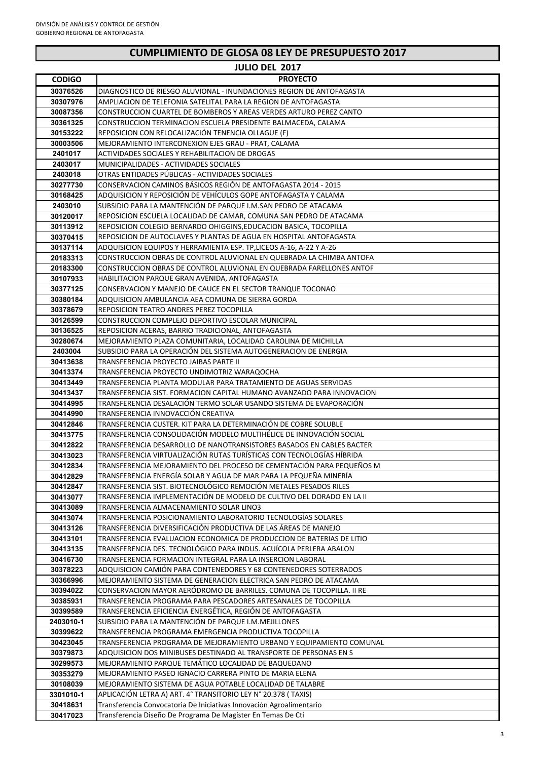DIVISIÓN DE ANÁLISIS Y CONTROL DE GESTIÓN
GOBIERNO REGIONAL DE ANTOFAGASTA

# CUMPLIMIENTO DE GLOSA 08 LEY DE PRESUPUESTO 2017

## JULIO DEL 2017

| CODIGO | PROYECTO |
|---|---|
| 30376526 | DIAGNOSTICO DE RIESGO ALUVIONAL - INUNDACIONES REGION DE ANTOFAGASTA |
| 30307976 | AMPLIACION DE TELEFONIA SATELITAL PARA LA REGION DE ANTOFAGASTA |
| 30087356 | CONSTRUCCION CUARTEL DE BOMBEROS Y AREAS VERDES ARTURO PEREZ CANTO |
| 30361325 | CONSTRUCCION TERMINACION ESCUELA PRESIDENTE BALMACEDA, CALAMA |
| 30153222 | REPOSICION CON RELOCALIZACIÓN TENENCIA OLLAGUE (F) |
| 30003506 | MEJORAMIENTO INTERCONEXION EJES GRAU - PRAT, CALAMA |
| 2401017 | ACTIVIDADES SOCIALES Y REHABILITACION DE DROGAS |
| 2403017 | MUNICIPALIDADES - ACTIVIDADES SOCIALES |
| 2403018 | OTRAS ENTIDADES PÚBLICAS - ACTIVIDADES SOCIALES |
| 30277730 | CONSERVACION CAMINOS BÁSICOS REGIÓN DE ANTOFAGASTA 2014 - 2015 |
| 30168425 | ADQUISICION Y REPOSICIÓN DE VEHÍCULOS GOPE ANTOFAGASTA Y CALAMA |
| 2403010 | SUBSIDIO PARA LA MANTENCIÓN DE PARQUE I.M.SAN PEDRO DE ATACAMA |
| 30120017 | REPOSICION ESCUELA LOCALIDAD DE CAMAR, COMUNA SAN PEDRO DE ATACAMA |
| 30113912 | REPOSICION COLEGIO BERNARDO OHIGGINS,EDUCACION BASICA, TOCOPILLA |
| 30370415 | REPOSICION DE AUTOCLAVES Y PLANTAS DE AGUA EN HOSPITAL ANTOFAGASTA |
| 30137114 | ADQUISICION EQUIPOS Y HERRAMIENTA ESP. TP,LICEOS A-16, A-22 Y A-26 |
| 20183313 | CONSTRUCCION OBRAS DE CONTROL ALUVIONAL EN QUEBRADA LA CHIMBA ANTOFA |
| 20183300 | CONSTRUCCION OBRAS DE CONTROL ALUVIONAL EN QUEBRADA FARELLONES ANTOF |
| 30107933 | HABILITACION PARQUE GRAN AVENIDA, ANTOFAGASTA |
| 30377125 | CONSERVACION Y MANEJO DE CAUCE EN EL SECTOR TRANQUE TOCONAO |
| 30380184 | ADQUISICION AMBULANCIA AEA COMUNA DE SIERRA GORDA |
| 30378679 | REPOSICION TEATRO ANDRES PEREZ TOCOPILLA |
| 30126599 | CONSTRUCCION COMPLEJO DEPORTIVO ESCOLAR MUNICIPAL |
| 30136525 | REPOSICION ACERAS, BARRIO TRADICIONAL, ANTOFAGASTA |
| 30280674 | MEJORAMIENTO PLAZA COMUNITARIA, LOCALIDAD CAROLINA DE MICHILLA |
| 2403004 | SUBSIDIO PARA LA OPERACIÓN DEL SISTEMA AUTOGENERACION DE ENERGIA |
| 30413638 | TRANSFERENCIA PROYECTO JAIBAS PARTE II |
| 30413374 | TRANSFERENCIA PROYECTO UNDIMOTRIZ WARAQOCHA |
| 30413449 | TRANSFERENCIA PLANTA MODULAR PARA TRATAMIENTO DE AGUAS SERVIDAS |
| 30413437 | TRANSFERENCIA SIST. FORMACION CAPITAL HUMANO AVANZADO PARA INNOVACION |
| 30414995 | TRANSFERENCIA DESALACIÓN TERMO SOLAR USANDO SISTEMA DE EVAPORACIÓN |
| 30414990 | TRANSFERENCIA INNOVACCIÓN CREATIVA |
| 30412846 | TRANSFERENCIA CUSTER. KIT PARA LA DETERMINACIÓN DE COBRE SOLUBLE |
| 30413775 | TRANSFERENCIA CONSOLIDACIÓN MODELO MULTIHÉLICE DE INNOVACIÓN SOCIAL |
| 30412822 | TRANSFERENCIA DESARROLLO DE NANOTRANSISTORES BASADOS EN CABLES BACTER |
| 30413023 | TRANSFERENCIA VIRTUALIZACIÓN RUTAS TURÍSTICAS CON TECNOLOGÍAS HÍBRIDA |
| 30412834 | TRANSFERENCIA MEJORAMIENTO DEL PROCESO DE CEMENTACIÓN PARA PEQUEÑOS M |
| 30412829 | TRANSFERENCIA ENERGÍA SOLAR Y AGUA DE MAR PARA LA PEQUEÑA MINERÍA |
| 30412847 | TRANSFERENCIA SIST. BIOTECNOLÓGICO REMOCIÓN METALES PESADOS RILES |
| 30413077 | TRANSFERENCIA IMPLEMENTACIÓN DE MODELO DE CULTIVO DEL DORADO EN LA II |
| 30413089 | TRANSFERENCIA ALMACENAMIENTO SOLAR LINO3 |
| 30413074 | TRANSFERENCIA POSICIONAMIENTO LABORATORIO TECNOLOGÍAS SOLARES |
| 30413126 | TRANSFERENCIA DIVERSIFICACIÓN PRODUCTIVA DE LAS ÁREAS DE MANEJO |
| 30413101 | TRANSFERENCIA EVALUACION ECONOMICA DE PRODUCCION DE BATERIAS DE LITIO |
| 30413135 | TRANSFERENCIA DES. TECNOLÓGICO PARA INDUS. ACUÍCOLA PERLERA ABALON |
| 30416730 | TRANSFERENCIA FORMACION INTEGRAL PARA LA INSERCION LABORAL |
| 30378223 | ADQUISICION CAMIÓN PARA CONTENEDORES Y 68 CONTENEDORES SOTERRADOS |
| 30366996 | MEJORAMIENTO SISTEMA DE GENERACION ELECTRICA SAN PEDRO DE ATACAMA |
| 30394022 | CONSERVACION MAYOR AERÓDROMO DE BARRILES. COMUNA DE TOCOPILLA. II RE |
| 30385931 | TRANSFERENCIA PROGRAMA PARA PESCADORES ARTESANALES DE TOCOPILLA |
| 30399589 | TRANSFERENCIA EFICIENCIA ENERGÉTICA, REGIÓN DE ANTOFAGASTA |
| 2403010-1 | SUBSIDIO PARA LA MANTENCIÓN DE PARQUE I.M.MEJILLONES |
| 30399622 | TRANSFERENCIA PROGRAMA EMERGENCIA PRODUCTIVA TOCOPILLA |
| 30423045 | TRANSFERENCIA PROGRAMA DE MEJORAMIENTO URBANO Y EQUIPAMIENTO COMUNAL |
| 30379873 | ADQUISICION DOS MINIBUSES DESTINADO AL TRANSPORTE DE PERSONAS EN S |
| 30299573 | MEJORAMIENTO PARQUE TEMÁTICO LOCALIDAD DE BAQUEDANO |
| 30353279 | MEJORAMIENTO PASEO IGNACIO CARRERA PINTO DE MARIA ELENA |
| 30108039 | MEJORAMIENTO SISTEMA DE AGUA POTABLE LOCALIDAD DE TALABRE |
| 3301010-1 | APLICACIÓN LETRA A) ART. 4° TRANSITORIO LEY N° 20.378 ( TAXIS) |
| 30418631 | Transferencia Convocatoria De Iniciativas Innovación Agroalimentario |
| 30417023 | Transferencia Diseño De Programa De Magíster En Temas De Cti |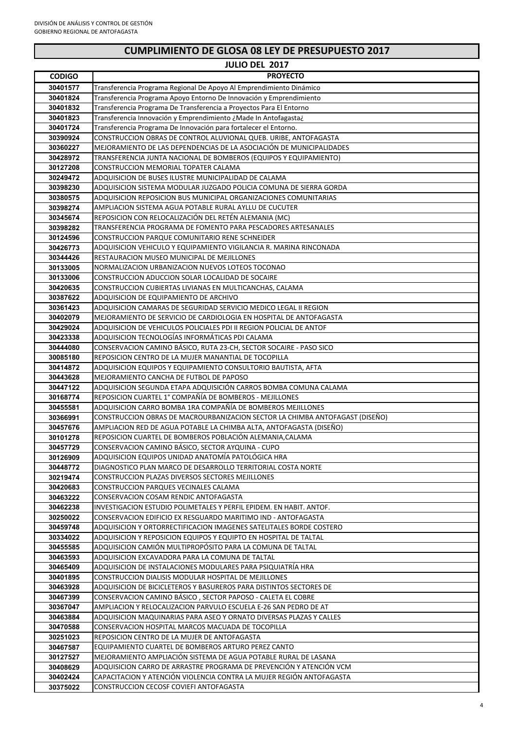DIVISIÓN DE ANÁLISIS Y CONTROL DE GESTIÓN
GOBIERNO REGIONAL DE ANTOFAGASTA

# CUMPLIMIENTO DE GLOSA 08 LEY DE PRESUPUESTO 2017

## JULIO DEL 2017

| CODIGO | PROYECTO |
|---|---|
| 30401577 | Transferencia Programa Regional De Apoyo Al Emprendimiento Dinámico |
| 30401824 | Transferencia Programa Apoyo Entorno De Innovación y Emprendimiento |
| 30401832 | Transferencia Programa De Transferencia a Proyectos Para El Entorno |
| 30401823 | Transferencia Innovación y Emprendimiento ¿Made In Antofagasta¿ |
| 30401724 | Transferencia Programa De Innovación para fortalecer el Entorno. |
| 30390924 | CONSTRUCCION OBRAS DE CONTROL ALUVIONAL QUEB. URIBE, ANTOFAGASTA |
| 30360227 | MEJORAMIENTO DE LAS DEPENDENCIAS DE LA ASOCIACIÓN DE MUNICIPALIDADES |
| 30428972 | TRANSFERENCIA JUNTA NACIONAL DE BOMBEROS (EQUIPOS Y EQUIPAMIENTO) |
| 30127208 | CONSTRUCCION MEMORIAL TOPATER CALAMA |
| 30249472 | ADQUISICION DE BUSES ILUSTRE MUNICIPALIDAD DE CALAMA |
| 30398230 | ADQUISICION SISTEMA MODULAR JUZGADO POLICIA COMUNA DE SIERRA GORDA |
| 30380575 | ADQUISICION REPOSICION BUS MUNICIPAL ORGANIZACIONES COMUNITARIAS |
| 30398274 | AMPLIACION SISTEMA AGUA POTABLE RURAL AYLLU DE CUCUTER |
| 30345674 | REPOSICION CON RELOCALIZACIÓN DEL RETÉN ALEMANIA (MC) |
| 30398282 | TRANSFERENCIA PROGRAMA DE FOMENTO PARA PESCADORES ARTESANALES |
| 30124596 | CONSTRUCCION PARQUE COMUNITARIO RENE SCHNEIDER |
| 30426773 | ADQUISICION VEHICULO Y EQUIPAMIENTO VIGILANCIA R. MARINA RINCONADA |
| 30344426 | RESTAURACION MUSEO MUNICIPAL DE MEJILLONES |
| 30133005 | NORMALIZACION URBANIZACION NUEVOS LOTEOS TOCONAO |
| 30133006 | CONSTRUCCION ADUCCION SOLAR LOCALIDAD DE SOCAIRE |
| 30420635 | CONSTRUCCION CUBIERTAS LIVIANAS EN MULTICANCHAS, CALAMA |
| 30387622 | ADQUISICION DE EQUIPAMIENTO DE ARCHIVO |
| 30361423 | ADQUISICION CAMARAS DE SEGURIDAD SERVICIO MEDICO LEGAL II REGION |
| 30402079 | MEJORAMIENTO DE SERVICIO DE CARDIOLOGIA EN HOSPITAL DE ANTOFAGASTA |
| 30429024 | ADQUISICION DE VEHICULOS POLICIALES PDI II REGION POLICIAL DE ANTOF |
| 30423338 | ADQUISICION TECNOLOGÍAS INFORMÁTICAS PDI CALAMA |
| 30444080 | CONSERVACION CAMINO BÁSICO, RUTA 23-CH, SECTOR SOCAIRE - PASO SICO |
| 30085180 | REPOSICION CENTRO DE LA MUJER MANANTIAL DE TOCOPILLA |
| 30414872 | ADQUISICION EQUIPOS Y EQUIPAMIENTO CONSULTORIO BAUTISTA, AFTA |
| 30443628 | MEJORAMIENTO CANCHA DE FUTBOL DE PAPOSO |
| 30447122 | ADQUISICION SEGUNDA ETAPA ADQUISICIÓN CARROS BOMBA COMUNA CALAMA |
| 30168774 | REPOSICION CUARTEL 1° COMPAÑÍA DE BOMBEROS - MEJILLONES |
| 30455581 | ADQUISICION CARRO BOMBA 1RA COMPAÑÍA DE BOMBEROS MEJILLONES |
| 30366991 | CONSTRUCCION OBRAS DE MACROURBANIZACION SECTOR LA CHIMBA ANTOFAGAST (DISEÑO) |
| 30457676 | AMPLIACION RED DE AGUA POTABLE LA CHIMBA ALTA, ANTOFAGASTA (DISEÑO) |
| 30101278 | REPOSICION CUARTEL DE BOMBEROS POBLACIÓN ALEMANIA,CALAMA |
| 30457729 | CONSERVACION CAMINO BÁSICO, SECTOR AYQUINA - CUPO |
| 30126909 | ADQUISICION EQUIPOS UNIDAD ANATOMÍA PATOLÓGICA HRA |
| 30448772 | DIAGNOSTICO PLAN MARCO DE DESARROLLO TERRITORIAL COSTA NORTE |
| 30219474 | CONSTRUCCION PLAZAS DIVERSOS SECTORES MEJILLONES |
| 30420683 | CONSTRUCCION PARQUES VECINALES CALAMA |
| 30463222 | CONSERVACION COSAM RENDIC ANTOFAGASTA |
| 30462238 | INVESTIGACION ESTUDIO POLIMETALES Y PERFIL EPIDEM. EN HABIT. ANTOF. |
| 30250022 | CONSERVACION EDIFICIO EX RESGUARDO MARITIMO IND - ANTOFAGASTA |
| 30459748 | ADQUISICION Y ORTORRECTIFICACION IMAGENES SATELITALES BORDE COSTERO |
| 30334022 | ADQUISICION Y REPOSICION EQUIPOS Y EQUIPTO EN HOSPITAL DE TALTAL |
| 30455585 | ADQUISICION CAMIÓN MULTIPROPÓSITO PARA LA COMUNA DE TALTAL |
| 30463593 | ADQUISICION EXCAVADORA PARA LA COMUNA DE TALTAL |
| 30465409 | ADQUISICION DE INSTALACIONES MODULARES PARA PSIQUIATRÍA HRA |
| 30401895 | CONSTRUCCION DIALISIS MODULAR HOSPITAL DE MEJILLONES |
| 30463928 | ADQUISICION DE BICICLETEROS Y BASUREROS PARA DISTINTOS SECTORES DE |
| 30467399 | CONSERVACION CAMINO BÁSICO , SECTOR PAPOSO - CALETA EL COBRE |
| 30367047 | AMPLIACION Y RELOCALIZACION PARVULO ESCUELA E-26 SAN PEDRO DE AT |
| 30463884 | ADQUISICION MAQUINARIAS PARA ASEO Y ORNATO DIVERSAS PLAZAS Y CALLES |
| 30470588 | CONSERVACION HOSPITAL MARCOS MACUADA DE TOCOPILLA |
| 30251023 | REPOSICION CENTRO DE LA MUJER DE ANTOFAGASTA |
| 30467587 | EQUIPAMIENTO CUARTEL DE BOMBEROS ARTURO PEREZ CANTO |
| 30127527 | MEJORAMIENTO AMPLIACIÓN SISTEMA DE AGUA POTABLE RURAL DE LASANA |
| 30408629 | ADQUISICION CARRO DE ARRASTRE PROGRAMA DE PREVENCIÓN Y ATENCIÓN VCM |
| 30402424 | CAPACITACION Y ATENCIÓN VIOLENCIA CONTRA LA MUJER REGIÓN ANTOFAGASTA |
| 30375022 | CONSTRUCCION CECOSF COVIEFI ANTOFAGASTA |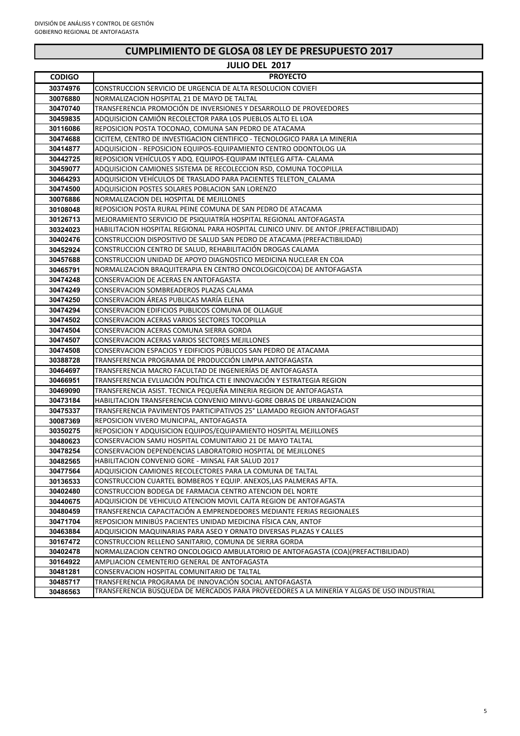DIVISIÓN DE ANÁLISIS Y CONTROL DE GESTIÓN
GOBIERNO REGIONAL DE ANTOFAGASTA

# CUMPLIMIENTO DE GLOSA 08 LEY DE PRESUPUESTO 2017

## JULIO DEL 2017

| CODIGO | PROYECTO |
|---|---|
| 30374976 | CONSTRUCCION SERVICIO DE URGENCIA DE ALTA RESOLUCION COVIEFI |
| 30076880 | NORMALIZACION HOSPITAL 21 DE MAYO DE TALTAL |
| 30470740 | TRANSFERENCIA PROMOCIÓN DE INVERSIONES Y DESARROLLO DE PROVEEDORES |
| 30459835 | ADQUISICION CAMIÓN RECOLECTOR PARA LOS PUEBLOS ALTO EL LOA |
| 30116086 | REPOSICION POSTA TOCONAO, COMUNA SAN PEDRO DE ATACAMA |
| 30474688 | CICITEM, CENTRO DE INVESTIGACION CIENTIFICO - TECNOLOGICO PARA LA MINERIA |
| 30414877 | ADQUISICION - REPOSICION EQUIPOS-EQUIPAMIENTO CENTRO ODONTOLOG UA |
| 30442725 | REPOSICION VEHÍCULOS Y ADQ. EQUIPOS-EQUIPAM INTELEG AFTA- CALAMA |
| 30459077 | ADQUISICION CAMIONES SISTEMA DE RECOLECCION RSD, COMUNA TOCOPILLA |
| 30464293 | ADQUISICION VEHÍCULOS DE TRASLADO PARA PACIENTES TELETON_CALAMA |
| 30474500 | ADQUISICION POSTES SOLARES POBLACION SAN LORENZO |
| 30076886 | NORMALIZACION DEL HOSPITAL DE MEJILLONES |
| 30108048 | REPOSICION POSTA RURAL PEINE COMUNA DE SAN PEDRO DE ATACAMA |
| 30126713 | MEJORAMIENTO SERVICIO DE PSIQUIATRÍA HOSPITAL REGIONAL ANTOFAGASTA |
| 30324023 | HABILITACION HOSPITAL REGIONAL PARA HOSPITAL CLINICO UNIV. DE ANTOF.(PREFACTIBILIDAD) |
| 30402476 | CONSTRUCCION DISPOSITIVO DE SALUD SAN PEDRO DE ATACAMA (PREFACTIBILIDAD) |
| 30452924 | CONSTRUCCION CENTRO DE SALUD, REHABILITACIÓN DROGAS CALAMA |
| 30457688 | CONSTRUCCION UNIDAD DE APOYO DIAGNOSTICO MEDICINA NUCLEAR EN COA |
| 30465791 | NORMALIZACION BRAQUITERAPIA EN CENTRO ONCOLOGICO(COA) DE ANTOFAGASTA |
| 30474248 | CONSERVACION DE ACERAS EN ANTOFAGASTA |
| 30474249 | CONSERVACION SOMBREADEROS PLAZAS CALAMA |
| 30474250 | CONSERVACION ÁREAS PUBLICAS MARÍA ELENA |
| 30474294 | CONSERVACION EDIFICIOS PUBLICOS COMUNA DE OLLAGUE |
| 30474502 | CONSERVACION ACERAS VARIOS SECTORES TOCOPILLA |
| 30474504 | CONSERVACION ACERAS COMUNA SIERRA GORDA |
| 30474507 | CONSERVACION ACERAS VARIOS SECTORES MEJILLONES |
| 30474508 | CONSERVACION ESPACIOS Y EDIFICIOS PÚBLICOS SAN PEDRO DE ATACAMA |
| 30388728 | TRANSFERENCIA PROGRAMA DE PRODUCCIÓN LIMPIA ANTOFAGASTA |
| 30464697 | TRANSFERENCIA MACRO FACULTAD DE INGENIERÍAS DE ANTOFAGASTA |
| 30466951 | TRANSFERENCIA EVLUACIÓN POLÍTICA CTI E INNOVACIÓN Y ESTRATEGIA REGION |
| 30469090 | TRANSFERENCIA ASIST. TECNICA PEQUEÑA MINERIA REGION DE ANTOFAGASTA |
| 30473184 | HABILITACION TRANSFERENCIA CONVENIO MINVU-GORE OBRAS DE URBANIZACION |
| 30475337 | TRANSFERENCIA PAVIMENTOS PARTICIPATIVOS 25° LLAMADO REGION ANTOFAGAST |
| 30087369 | REPOSICION VIVERO MUNICIPAL, ANTOFAGASTA |
| 30350275 | REPOSICION Y ADQUISICION EQUIPOS/EQUIPAMIENTO HOSPITAL MEJILLONES |
| 30480623 | CONSERVACION SAMU HOSPITAL COMUNITARIO 21 DE MAYO TALTAL |
| 30478254 | CONSERVACION DEPENDENCIAS LABORATORIO HOSPITAL DE MEJILLONES |
| 30482565 | HABILITACION CONVENIO GORE - MINSAL FAR SALUD 2017 |
| 30477564 | ADQUISICION CAMIONES RECOLECTORES PARA LA COMUNA DE TALTAL |
| 30136533 | CONSTRUCCION CUARTEL BOMBEROS Y EQUIP. ANEXOS,LAS PALMERAS AFTA. |
| 30402480 | CONSTRUCCION BODEGA DE FARMACIA CENTRO ATENCION DEL NORTE |
| 30440675 | ADQUISICION DE VEHICULO ATENCION MOVIL CAJTA REGION DE ANTOFAGASTA |
| 30480459 | TRANSFERENCIA CAPACITACIÓN A EMPRENDEDORES MEDIANTE FERIAS REGIONALES |
| 30471704 | REPOSICION MINIBÚS PACIENTES UNIDAD MEDICINA FÍSICA CAN, ANTOF |
| 30463884 | ADQUISICION MAQUINARIAS PARA ASEO Y ORNATO DIVERSAS PLAZAS Y CALLES |
| 30167472 | CONSTRUCCION RELLENO SANITARIO, COMUNA DE SIERRA GORDA |
| 30402478 | NORMALIZACION CENTRO ONCOLOGICO AMBULATORIO DE ANTOFAGASTA (COA)(PREFACTIBILIDAD) |
| 30164922 | AMPLIACION CEMENTERIO GENERAL DE ANTOFAGASTA |
| 30481281 | CONSERVACION HOSPITAL COMUNITARIO DE TALTAL |
| 30485717 | TRANSFERENCIA PROGRAMA DE INNOVACIÓN SOCIAL ANTOFAGASTA |
| 30486563 | TRANSFERENCIA BÚSQUEDA DE MERCADOS PARA PROVEEDORES A LA MINERÍA Y ALGAS DE USO INDUSTRIAL |